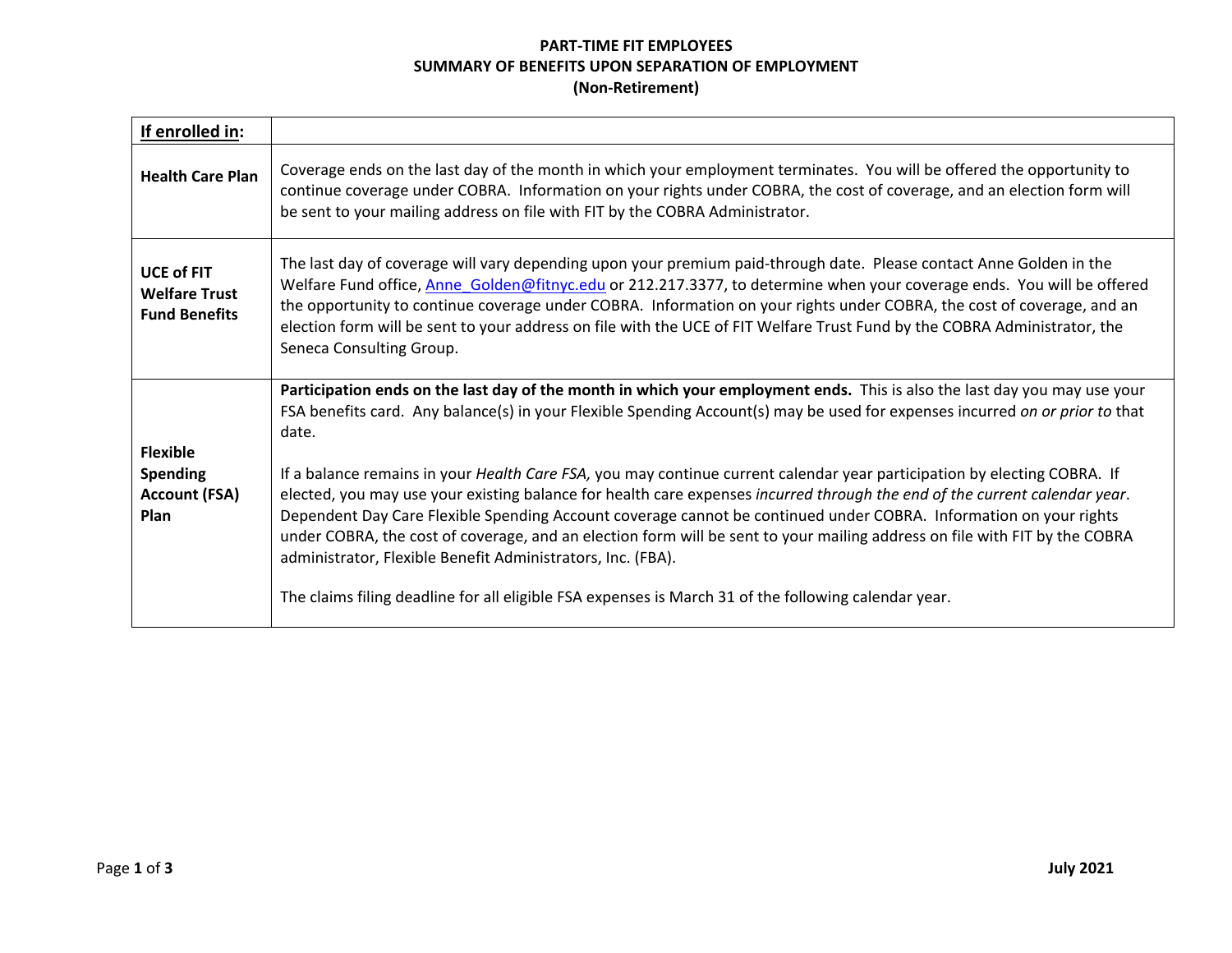# PART-TIME FIT EMPLOYEES
## SUMMARY OF BENEFITS UPON SEPARATION OF EMPLOYMENT
### (Non-Retirement)

| **If enrolled in:** | |
|---|---|
| **Health Care Plan** | Coverage ends on the last day of the month in which your employment terminates. You will be offered the opportunity to continue coverage under COBRA. Information on your rights under COBRA, the cost of coverage, and an election form will be sent to your mailing address on file with FIT by the COBRA Administrator. |
| **UCE of FIT Welfare Trust Fund Benefits** | The last day of coverage will vary depending upon your premium paid-through date. Please contact Anne Golden in the Welfare Fund office, Anne_Golden@fitnyc.edu or 212.217.3377, to determine when your coverage ends. You will be offered the opportunity to continue coverage under COBRA. Information on your rights under COBRA, the cost of coverage, and an election form will be sent to your address on file with the UCE of FIT Welfare Trust Fund by the COBRA Administrator, the Seneca Consulting Group. |
| **Flexible Spending Account (FSA) Plan** | **Participation ends on the last day of the month in which your employment ends.** This is also the last day you may use your FSA benefits card. Any balance(s) in your Flexible Spending Account(s) may be used for expenses incurred *on or prior to* that date.<br><br>If a balance remains in your *Health Care FSA,* you may continue current calendar year participation by electing COBRA. If elected, you may use your existing balance for health care expenses *incurred through the end of the current calendar year*. Dependent Day Care Flexible Spending Account coverage cannot be continued under COBRA. Information on your rights under COBRA, the cost of coverage, and an election form will be sent to your mailing address on file with FIT by the COBRA administrator, Flexible Benefit Administrators, Inc. (FBA).<br><br>The claims filing deadline for all eligible FSA expenses is March 31 of the following calendar year. |

July 2021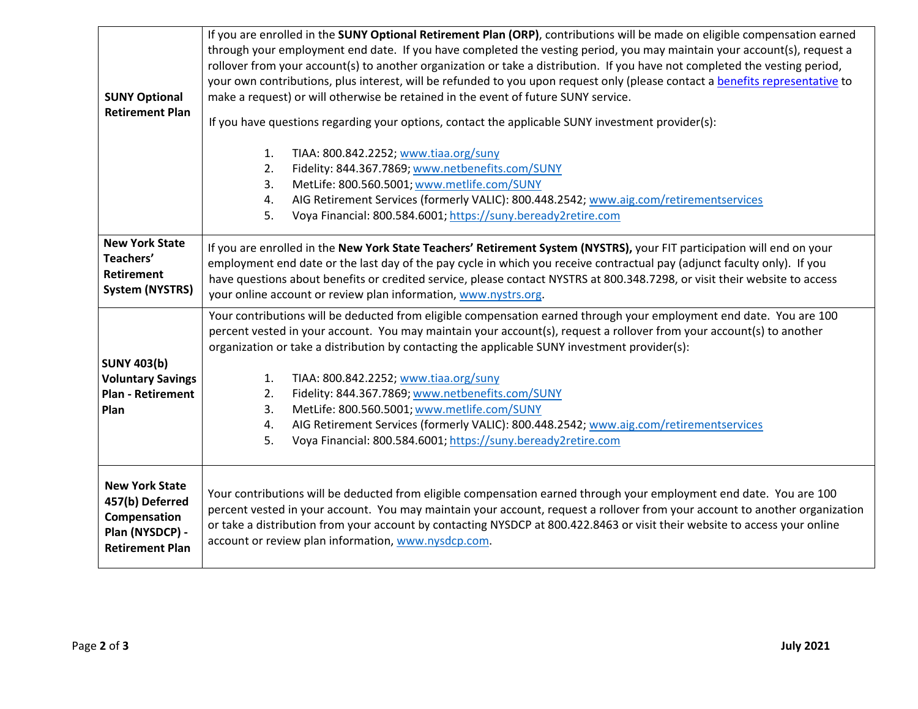| | |
|---|---|
| **SUNY Optional Retirement Plan** | If you are enrolled in the **SUNY Optional Retirement Plan (ORP)**, contributions will be made on eligible compensation earned through your employment end date. If you have completed the vesting period, you may maintain your account(s), request a rollover from your account(s) to another organization or take a distribution. If you have not completed the vesting period, your own contributions, plus interest, will be refunded to you upon request only (please contact a [benefits representative]() to make a request) or will otherwise be retained in the event of future SUNY service.<br><br>If you have questions regarding your options, contact the applicable SUNY investment provider(s):<br><br>1. TIAA: 800.842.2252; [www.tiaa.org/suny](www.tiaa.org/suny)<br>2. Fidelity: 844.367.7869; [www.netbenefits.com/SUNY](www.netbenefits.com/SUNY)<br>3. MetLife: 800.560.5001; [www.metlife.com/SUNY](www.metlife.com/SUNY)<br>4. AIG Retirement Services (formerly VALIC): 800.448.2542; [www.aig.com/retirementservices](www.aig.com/retirementservices)<br>5. Voya Financial: 800.584.6001; [https://suny.beready2retire.com](https://suny.beready2retire.com) |
| **New York State Teachers' Retirement System (NYSTRS)** | If you are enrolled in the **New York State Teachers' Retirement System (NYSTRS),** your FIT participation will end on your employment end date or the last day of the pay cycle in which you receive contractual pay (adjunct faculty only). If you have questions about benefits or credited service, please contact NYSTRS at 800.348.7298, or visit their website to access your online account or review plan information, [www.nystrs.org](www.nystrs.org). |
| **SUNY 403(b) Voluntary Savings Plan - Retirement Plan** | Your contributions will be deducted from eligible compensation earned through your employment end date. You are 100 percent vested in your account. You may maintain your account(s), request a rollover from your account(s) to another organization or take a distribution by contacting the applicable SUNY investment provider(s):<br><br>1. TIAA: 800.842.2252; [www.tiaa.org/suny](www.tiaa.org/suny)<br>2. Fidelity: 844.367.7869; [www.netbenefits.com/SUNY](www.netbenefits.com/SUNY)<br>3. MetLife: 800.560.5001; [www.metlife.com/SUNY](www.metlife.com/SUNY)<br>4. AIG Retirement Services (formerly VALIC): 800.448.2542; [www.aig.com/retirementservices](www.aig.com/retirementservices)<br>5. Voya Financial: 800.584.6001; [https://suny.beready2retire.com](https://suny.beready2retire.com) |
| **New York State 457(b) Deferred Compensation Plan (NYSDCP) - Retirement Plan** | Your contributions will be deducted from eligible compensation earned through your employment end date. You are 100 percent vested in your account. You may maintain your account, request a rollover from your account to another organization or take a distribution from your account by contacting NYSDCP at 800.422.8463 or visit their website to access your online account or review plan information, [www.nysdcp.com](www.nysdcp.com). |

**July 2021**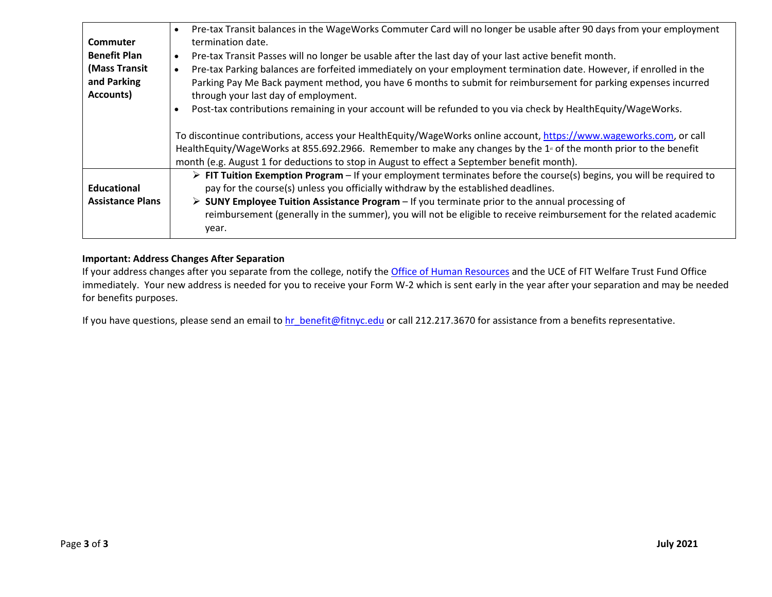| | |
|---|---|
| **Commuter Benefit Plan (Mass Transit and Parking Accounts)** | • Pre-tax Transit balances in the WageWorks Commuter Card will no longer be usable after 90 days from your employment termination date.<br>• Pre-tax Transit Passes will no longer be usable after the last day of your last active benefit month.<br>• Pre-tax Parking balances are forfeited immediately on your employment termination date. However, if enrolled in the Parking Pay Me Back payment method, you have 6 months to submit for reimbursement for parking expenses incurred through your last day of employment.<br>• Post-tax contributions remaining in your account will be refunded to you via check by HealthEquity/WageWorks.<br><br>To discontinue contributions, access your HealthEquity/WageWorks online account, https://www.wageworks.com, or call HealthEquity/WageWorks at 855.692.2966. Remember to make any changes by the 1st of the month prior to the benefit month (e.g. August 1 for deductions to stop in August to effect a September benefit month). |
| **Educational Assistance Plans** | ➢ **FIT Tuition Exemption Program** – If your employment terminates before the course(s) begins, you will be required to pay for the course(s) unless you officially withdraw by the established deadlines.<br>➢ **SUNY Employee Tuition Assistance Program** – If you terminate prior to the annual processing of reimbursement (generally in the summer), you will not be eligible to receive reimbursement for the related academic year. |

**Important: Address Changes After Separation**

If your address changes after you separate from the college, notify the Office of Human Resources and the UCE of FIT Welfare Trust Fund Office immediately. Your new address is needed for you to receive your Form W-2 which is sent early in the year after your separation and may be needed for benefits purposes.

If you have questions, please send an email to hr_benefit@fitnyc.edu or call 212.217.3670 for assistance from a benefits representative.

**July 2021**